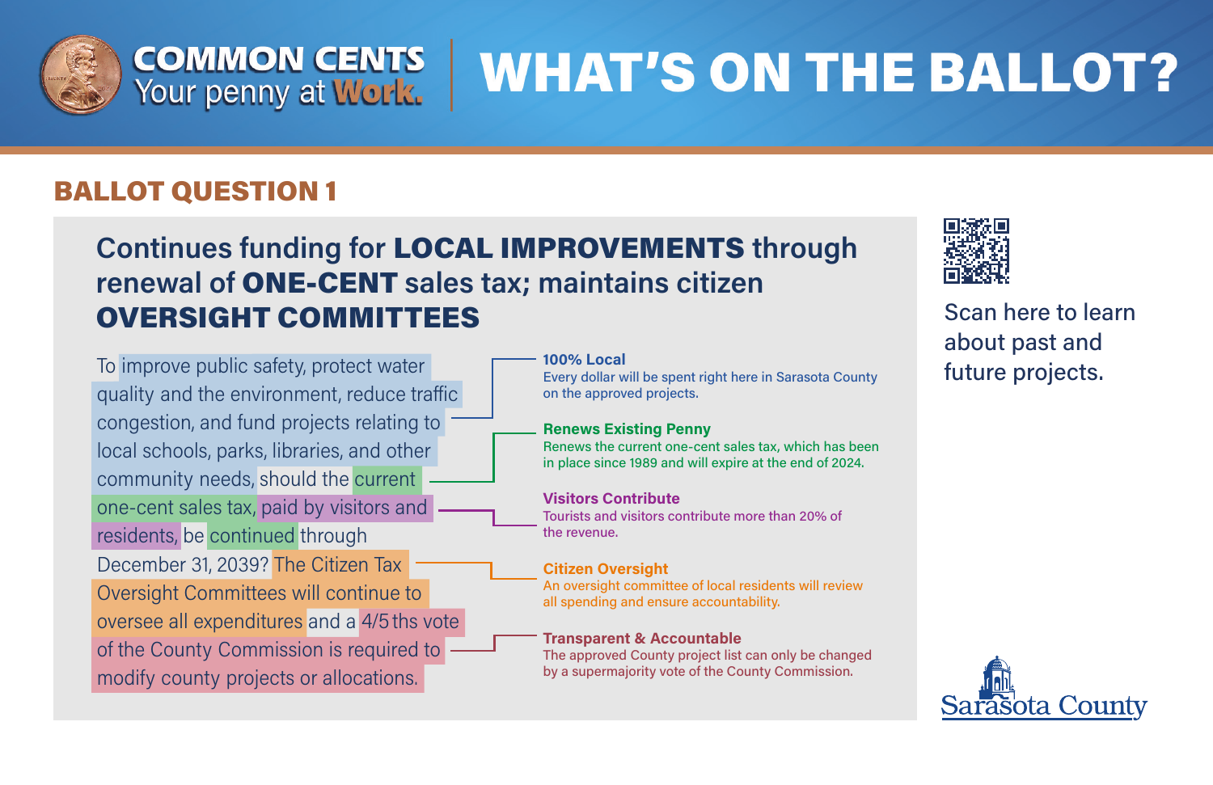# COMMON CENTS
Your penny at **Work.**

# WHAT'S ON THE BALLOT?

## BALLOT QUESTION 1

### Continues funding for **LOCAL IMPROVEMENTS** through renewal of **ONE-CENT** sales tax; maintains citizen **OVERSIGHT COMMITTEES**

To improve public safety, protect water quality and the environment, reduce traffic congestion, and fund projects relating to local schools, parks, libraries, and other community needs, should the current one-cent sales tax, paid by visitors and residents, be continued through December 31, 2039? The Citizen Tax Oversight Committees will continue to oversee all expenditures and a 4/5ths vote of the County Commission is required to modify county projects or allocations.

**100% Local**
Every dollar will be spent right here in Sarasota County on the approved projects.

**Renews Existing Penny**
Renews the current one-cent sales tax, which has been in place since 1989 and will expire at the end of 2024.

**Visitors Contribute**
Tourists and visitors contribute more than 20% of the revenue.

**Citizen Oversight**
An oversight committee of local residents will review all spending and ensure accountability.

**Transparent & Accountable**
The approved County project list can only be changed by a supermajority vote of the County Commission.

Scan here to learn about past and future projects.

Sarasota County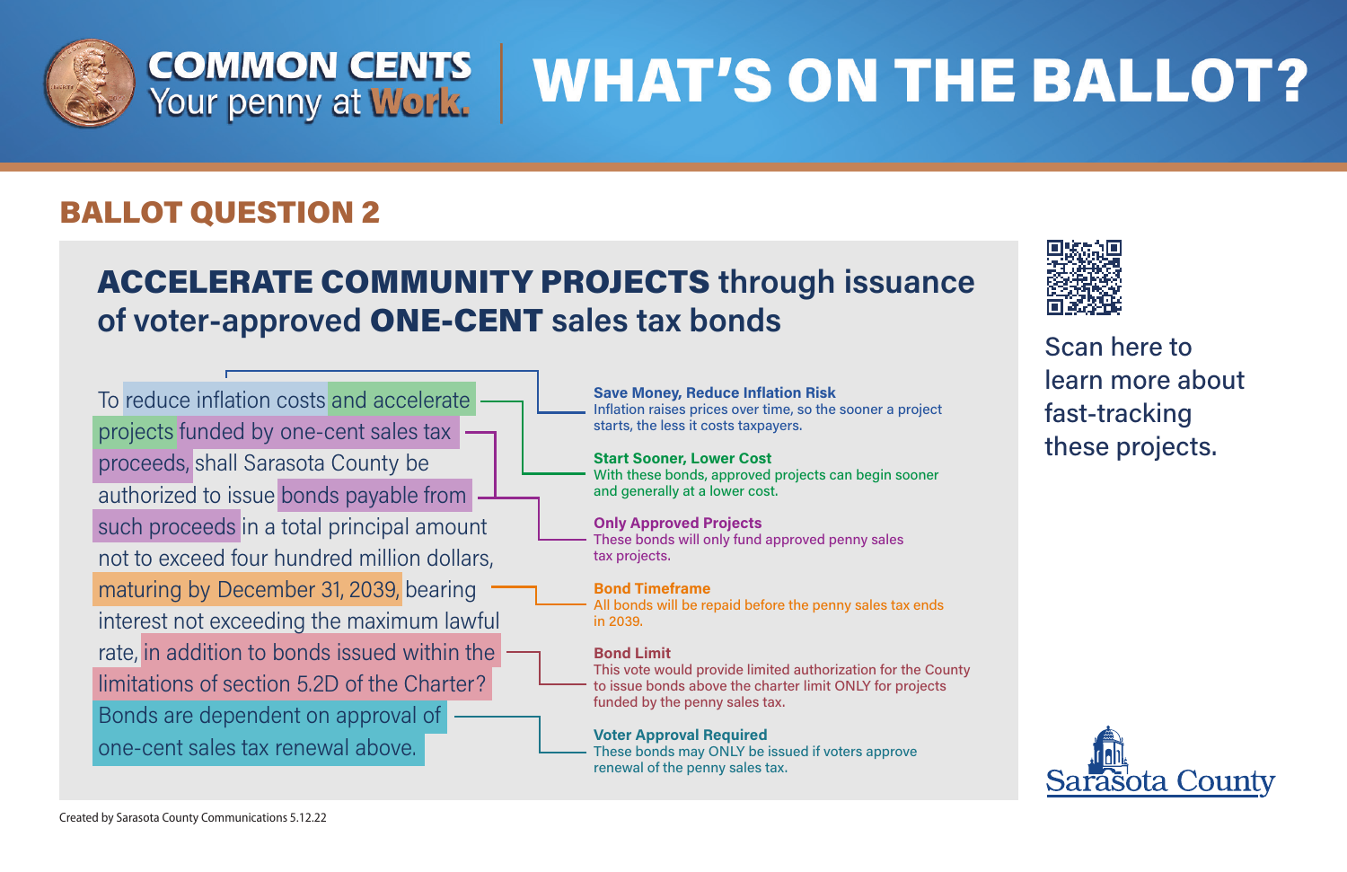# COMMON CENTS
Your penny at Work.

# WHAT'S ON THE BALLOT?

## BALLOT QUESTION 2

### ACCELERATE COMMUNITY PROJECTS through issuance of voter-approved ONE-CENT sales tax bonds

To reduce inflation costs and accelerate projects funded by one-cent sales tax proceeds, shall Sarasota County be authorized to issue bonds payable from such proceeds in a total principal amount not to exceed four hundred million dollars, maturing by December 31, 2039, bearing interest not exceeding the maximum lawful rate, in addition to bonds issued within the limitations of section 5.2D of the Charter? Bonds are dependent on approval of one-cent sales tax renewal above.

**Save Money, Reduce Inflation Risk**
Inflation raises prices over time, so the sooner a project starts, the less it costs taxpayers.

**Start Sooner, Lower Cost**
With these bonds, approved projects can begin sooner and generally at a lower cost.

**Only Approved Projects**
These bonds will only fund approved penny sales tax projects.

**Bond Timeframe**
All bonds will be repaid before the penny sales tax ends in 2039.

**Bond Limit**
This vote would provide limited authorization for the County to issue bonds above the charter limit ONLY for projects funded by the penny sales tax.

**Voter Approval Required**
These bonds may ONLY be issued if voters approve renewal of the penny sales tax.

Scan here to learn more about fast-tracking these projects.

Sarasota County

Created by Sarasota County Communications 5.12.22